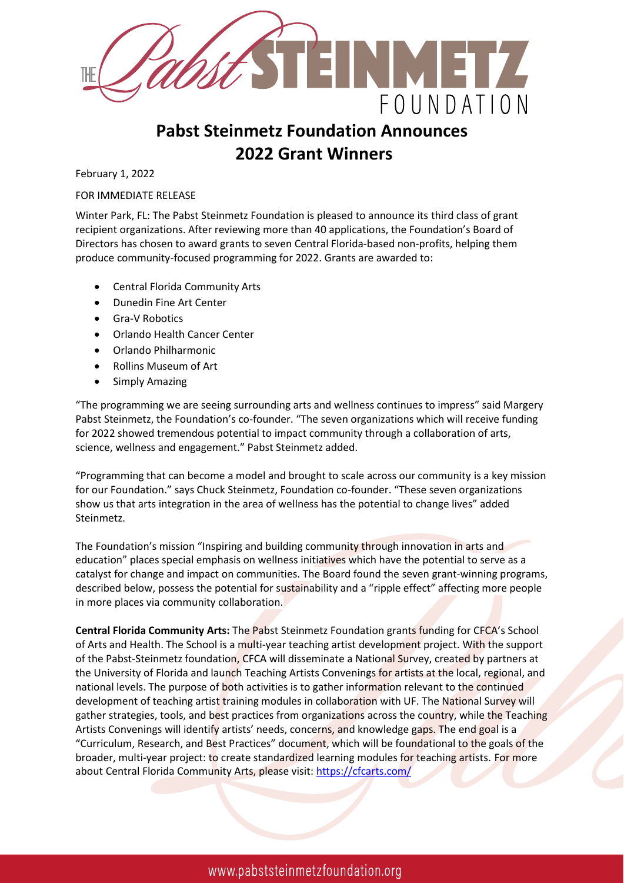# Pabst Steinmetz Foundation Announces 2022 Grant Winners

February 1, 2022

FOR IMMEDIATE RELEASE

Winter Park, FL: The Pabst Steinmetz Foundation is pleased to announce its third class of grant recipient organizations. After reviewing more than 40 applications, the Foundation's Board of Directors has chosen to award grants to seven Central Florida-based non-profits, helping them produce community-focused programming for 2022. Grants are awarded to:

- Central Florida Community Arts
- Dunedin Fine Art Center
- Gra-V Robotics
- Orlando Health Cancer Center
- Orlando Philharmonic
- Rollins Museum of Art
- Simply Amazing

"The programming we are seeing surrounding arts and wellness continues to impress" said Margery Pabst Steinmetz, the Foundation's co-founder. "The seven organizations which will receive funding for 2022 showed tremendous potential to impact community through a collaboration of arts, science, wellness and engagement." Pabst Steinmetz added.

"Programming that can become a model and brought to scale across our community is a key mission for our Foundation." says Chuck Steinmetz, Foundation co-founder. "These seven organizations show us that arts integration in the area of wellness has the potential to change lives" added Steinmetz.

The Foundation's mission "Inspiring and building community through innovation in arts and education" places special emphasis on wellness initiatives which have the potential to serve as a catalyst for change and impact on communities. The Board found the seven grant-winning programs, described below, possess the potential for sustainability and a "ripple effect" affecting more people in more places via community collaboration.

**Central Florida Community Arts:** The Pabst Steinmetz Foundation grants funding for CFCA's School of Arts and Health. The School is a multi-year teaching artist development project. With the support of the Pabst-Steinmetz foundation, CFCA will disseminate a National Survey, created by partners at the University of Florida and launch Teaching Artists Convenings for artists at the local, regional, and national levels. The purpose of both activities is to gather information relevant to the continued development of teaching artist training modules in collaboration with UF. The National Survey will gather strategies, tools, and best practices from organizations across the country, while the Teaching Artists Convenings will identify artists' needs, concerns, and knowledge gaps. The end goal is a "Curriculum, Research, and Best Practices" document, which will be foundational to the goals of the broader, multi-year project: to create standardized learning modules for teaching artists. For more about Central Florida Community Arts, please visit: https://cfcarts.com/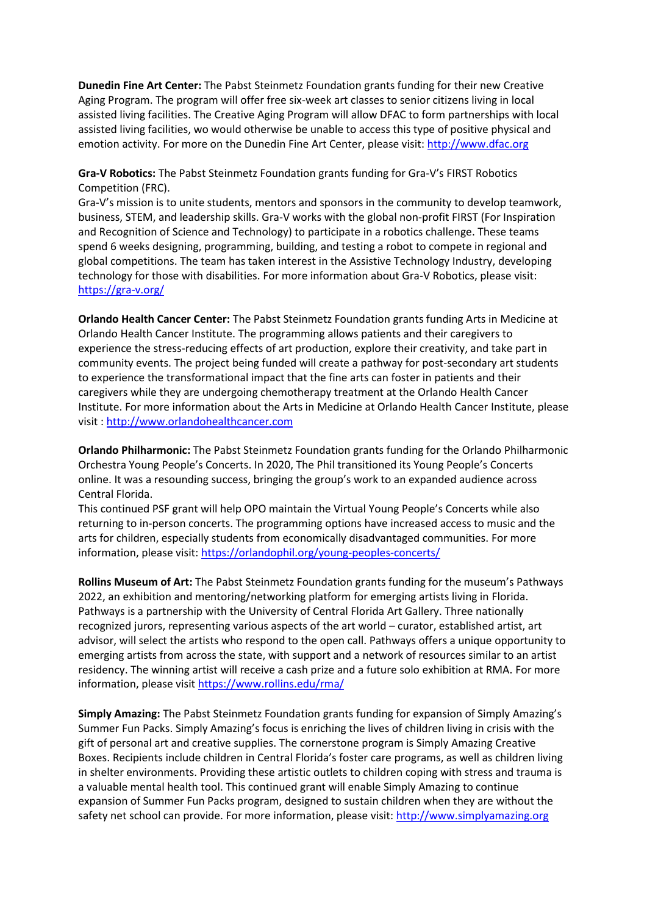**Dunedin Fine Art Center:** The Pabst Steinmetz Foundation grants funding for their new Creative Aging Program. The program will offer free six-week art classes to senior citizens living in local assisted living facilities. The Creative Aging Program will allow DFAC to form partnerships with local assisted living facilities, wo would otherwise be unable to access this type of positive physical and emotion activity. For more on the Dunedin Fine Art Center, please visit: http://www.dfac.org

**Gra-V Robotics:** The Pabst Steinmetz Foundation grants funding for Gra-V's FIRST Robotics Competition (FRC).
Gra-V's mission is to unite students, mentors and sponsors in the community to develop teamwork, business, STEM, and leadership skills. Gra-V works with the global non-profit FIRST (For Inspiration and Recognition of Science and Technology) to participate in a robotics challenge. These teams spend 6 weeks designing, programming, building, and testing a robot to compete in regional and global competitions. The team has taken interest in the Assistive Technology Industry, developing technology for those with disabilities. For more information about Gra-V Robotics, please visit: https://gra-v.org/

**Orlando Health Cancer Center:** The Pabst Steinmetz Foundation grants funding Arts in Medicine at Orlando Health Cancer Institute. The programming allows patients and their caregivers to experience the stress-reducing effects of art production, explore their creativity, and take part in community events. The project being funded will create a pathway for post-secondary art students to experience the transformational impact that the fine arts can foster in patients and their caregivers while they are undergoing chemotherapy treatment at the Orlando Health Cancer Institute. For more information about the Arts in Medicine at Orlando Health Cancer Institute, please visit : http://www.orlandohealthcancer.com

**Orlando Philharmonic:** The Pabst Steinmetz Foundation grants funding for the Orlando Philharmonic Orchestra Young People's Concerts. In 2020, The Phil transitioned its Young People's Concerts online. It was a resounding success, bringing the group's work to an expanded audience across Central Florida.
This continued PSF grant will help OPO maintain the Virtual Young People's Concerts while also returning to in-person concerts. The programming options have increased access to music and the arts for children, especially students from economically disadvantaged communities. For more information, please visit: https://orlandophil.org/young-peoples-concerts/

**Rollins Museum of Art:** The Pabst Steinmetz Foundation grants funding for the museum's Pathways 2022, an exhibition and mentoring/networking platform for emerging artists living in Florida. Pathways is a partnership with the University of Central Florida Art Gallery. Three nationally recognized jurors, representing various aspects of the art world – curator, established artist, art advisor, will select the artists who respond to the open call. Pathways offers a unique opportunity to emerging artists from across the state, with support and a network of resources similar to an artist residency. The winning artist will receive a cash prize and a future solo exhibition at RMA. For more information, please visit https://www.rollins.edu/rma/

**Simply Amazing:** The Pabst Steinmetz Foundation grants funding for expansion of Simply Amazing's Summer Fun Packs. Simply Amazing's focus is enriching the lives of children living in crisis with the gift of personal art and creative supplies. The cornerstone program is Simply Amazing Creative Boxes. Recipients include children in Central Florida's foster care programs, as well as children living in shelter environments. Providing these artistic outlets to children coping with stress and trauma is a valuable mental health tool. This continued grant will enable Simply Amazing to continue expansion of Summer Fun Packs program, designed to sustain children when they are without the safety net school can provide. For more information, please visit: http://www.simplyamazing.org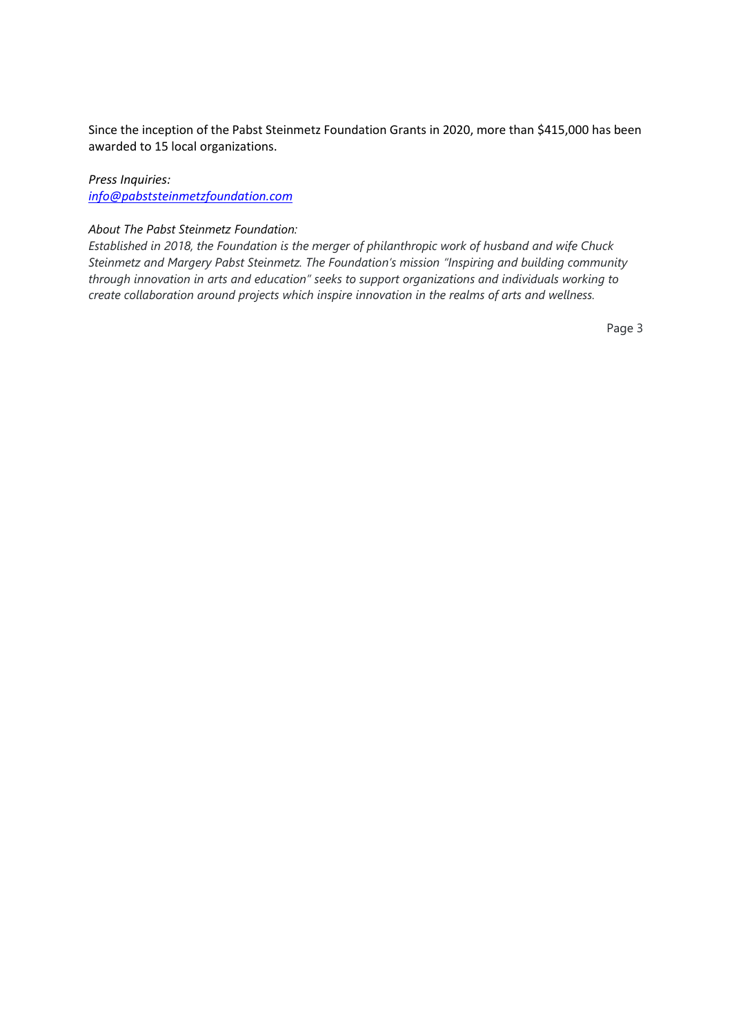Since the inception of the Pabst Steinmetz Foundation Grants in 2020, more than $415,000 has been awarded to 15 local organizations.

*Press Inquiries:*
*[info@pabststeinmetzfoundation.com](mailto:info@pabststeinmetzfoundation.com)*

*About The Pabst Steinmetz Foundation:*
*Established in 2018, the Foundation is the merger of philanthropic work of husband and wife Chuck Steinmetz and Margery Pabst Steinmetz. The Foundation's mission "Inspiring and building community through innovation in arts and education" seeks to support organizations and individuals working to create collaboration around projects which inspire innovation in the realms of arts and wellness.*